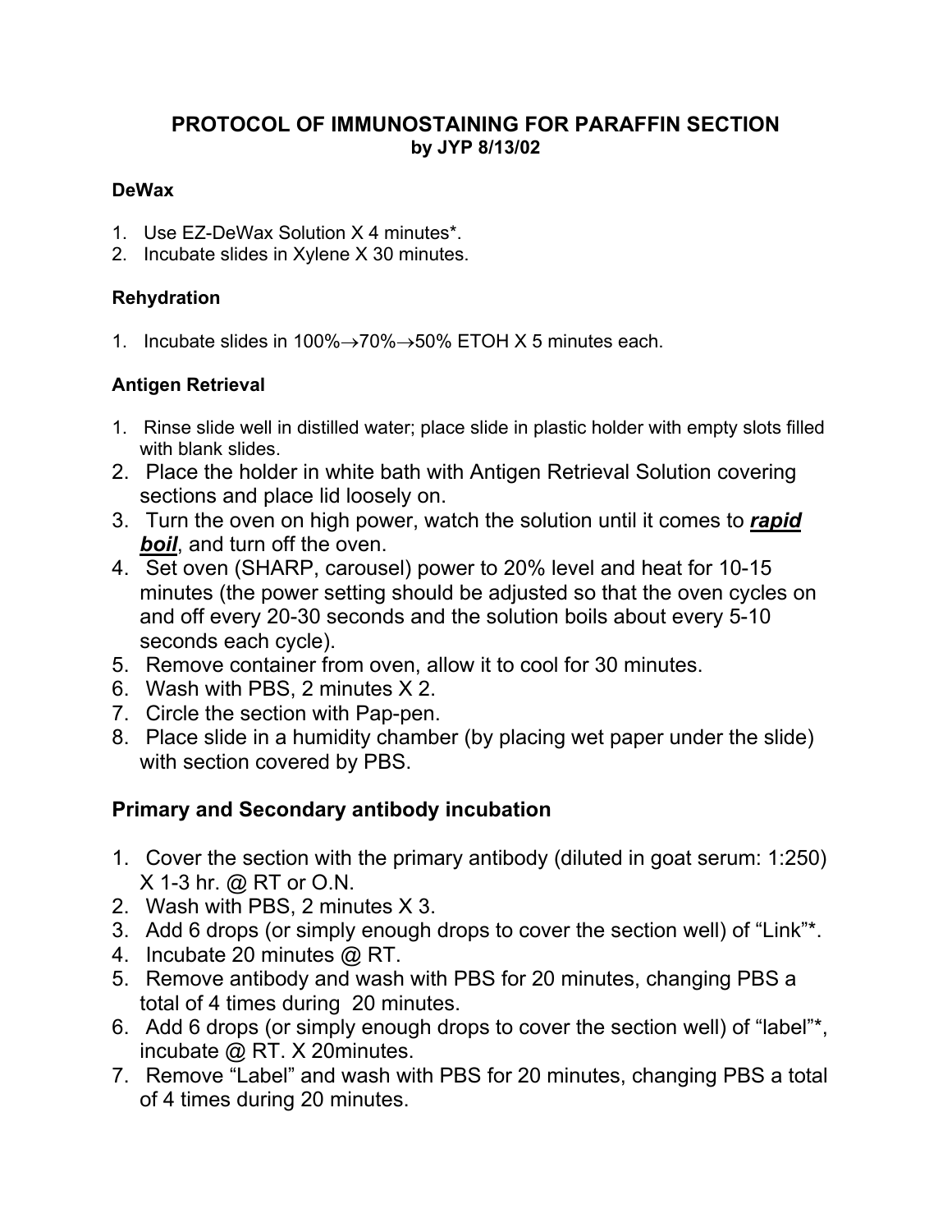# PROTOCOL OF IMMUNOSTAINING FOR PARAFFIN SECTION

**by JYP 8/13/02**

### DeWax

1. Use EZ-DeWax Solution X 4 minutes*.
2. Incubate slides in Xylene X 30 minutes.

### Rehydration

1. Incubate slides in 100%→70%→50% ETOH X 5 minutes each.

### Antigen Retrieval

1. Rinse slide well in distilled water; place slide in plastic holder with empty slots filled with blank slides.
2. Place the holder in white bath with Antigen Retrieval Solution covering sections and place lid loosely on.
3. Turn the oven on high power, watch the solution until it comes to ***rapid boil***, and turn off the oven.
4. Set oven (SHARP, carousel) power to 20% level and heat for 10-15 minutes (the power setting should be adjusted so that the oven cycles on and off every 20-30 seconds and the solution boils about every 5-10 seconds each cycle).
5. Remove container from oven, allow it to cool for 30 minutes.
6. Wash with PBS, 2 minutes X 2.
7. Circle the section with Pap-pen.
8. Place slide in a humidity chamber (by placing wet paper under the slide) with section covered by PBS.

### Primary and Secondary antibody incubation

1. Cover the section with the primary antibody (diluted in goat serum: 1:250) X 1-3 hr. @ RT or O.N.
2. Wash with PBS, 2 minutes X 3.
3. Add 6 drops (or simply enough drops to cover the section well) of "Link"*.
4. Incubate 20 minutes @ RT.
5. Remove antibody and wash with PBS for 20 minutes, changing PBS a total of 4 times during 20 minutes.
6. Add 6 drops (or simply enough drops to cover the section well) of "label"*, incubate @ RT. X 20minutes.
7. Remove "Label" and wash with PBS for 20 minutes, changing PBS a total of 4 times during 20 minutes.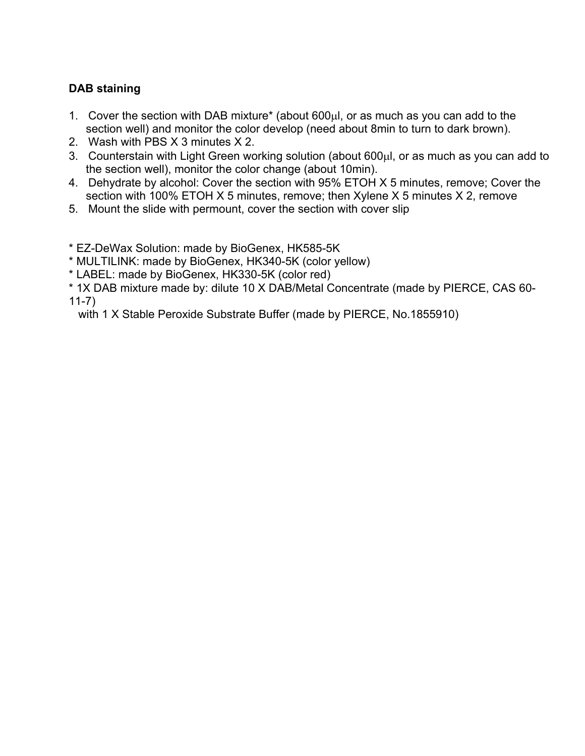**DAB staining**

1. Cover the section with DAB mixture* (about 600μl, or as much as you can add to the section well) and monitor the color develop (need about 8min to turn to dark brown).
2. Wash with PBS X 3 minutes X 2.
3. Counterstain with Light Green working solution (about 600μl, or as much as you can add to the section well), monitor the color change (about 10min).
4. Dehydrate by alcohol: Cover the section with 95% ETOH X 5 minutes, remove; Cover the section with 100% ETOH X 5 minutes, remove; then Xylene X 5 minutes X 2, remove
5. Mount the slide with permount, cover the section with cover slip

* EZ-DeWax Solution: made by BioGenex, HK585-5K
* MULTILINK: made by BioGenex, HK340-5K (color yellow)
* LABEL: made by BioGenex, HK330-5K (color red)
* 1X DAB mixture made by: dilute 10 X DAB/Metal Concentrate (made by PIERCE, CAS 60-11-7)
  with 1 X Stable Peroxide Substrate Buffer (made by PIERCE, No.1855910)